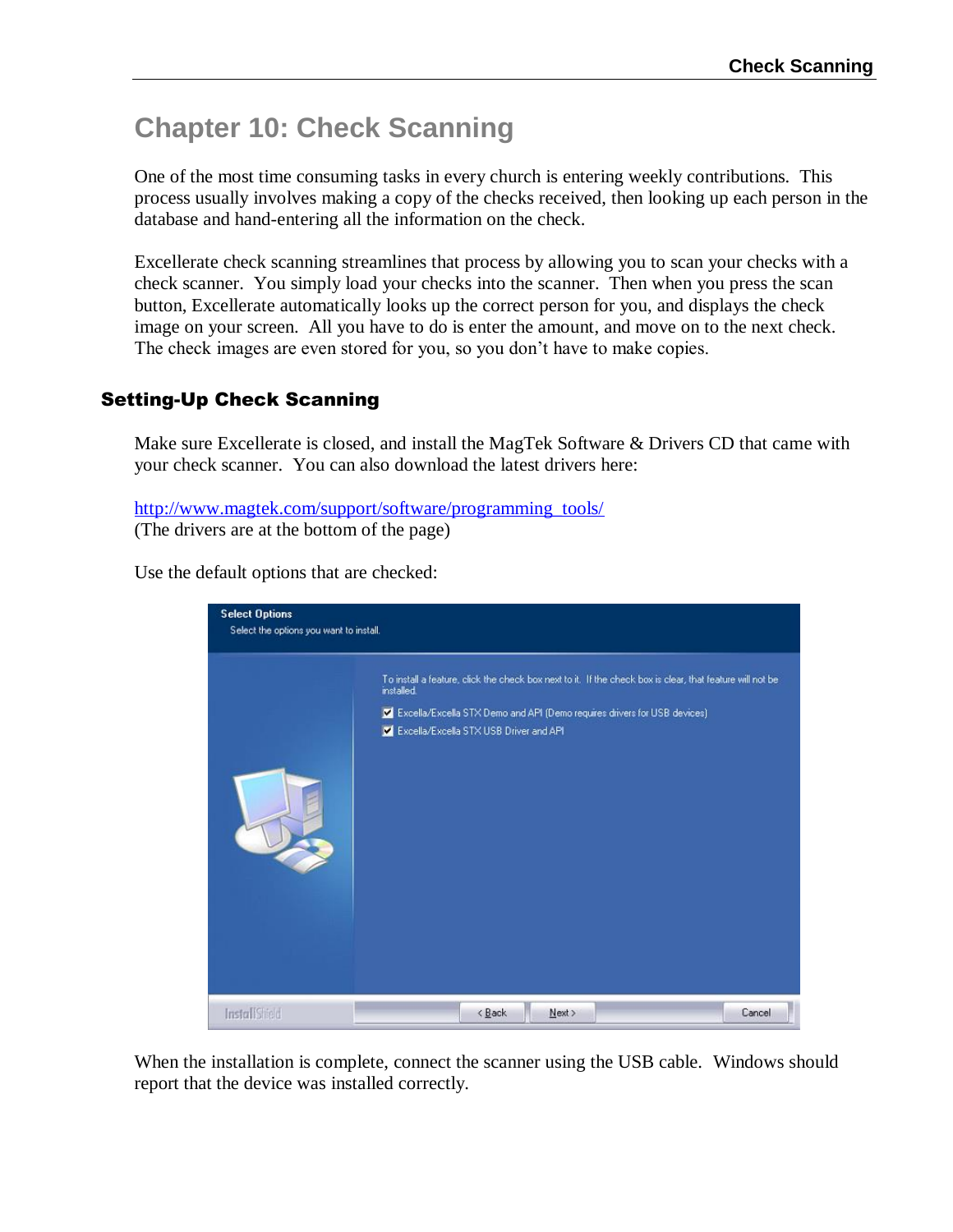# Chapter 10: Check Scanning

One of the most time consuming tasks in every church is entering weekly contributions. This process usually involves making a copy of the checks received, then looking up each person in the database and hand-entering all the information on the check.

Excellerate check scanning streamlines that process by allowing you to scan your checks with a check scanner. You simply load your checks into the scanner. Then when you press the scan button, Excellerate automatically looks up the correct person for you, and displays the check image on your screen. All you have to do is enter the amount, and move on to the next check. The check images are even stored for you, so you don't have to make copies.

## Setting-Up Check Scanning

Make sure Excellerate is closed, and install the MagTek Software & Drivers CD that came with your check scanner. You can also download the latest drivers here:

[http://www.magtek.com/support/software/programming_tools/](http://www.magtek.com/support/software/programming_tools/)
(The drivers are at the bottom of the page)

Use the default options that are checked:

When the installation is complete, connect the scanner using the USB cable. Windows should report that the device was installed correctly.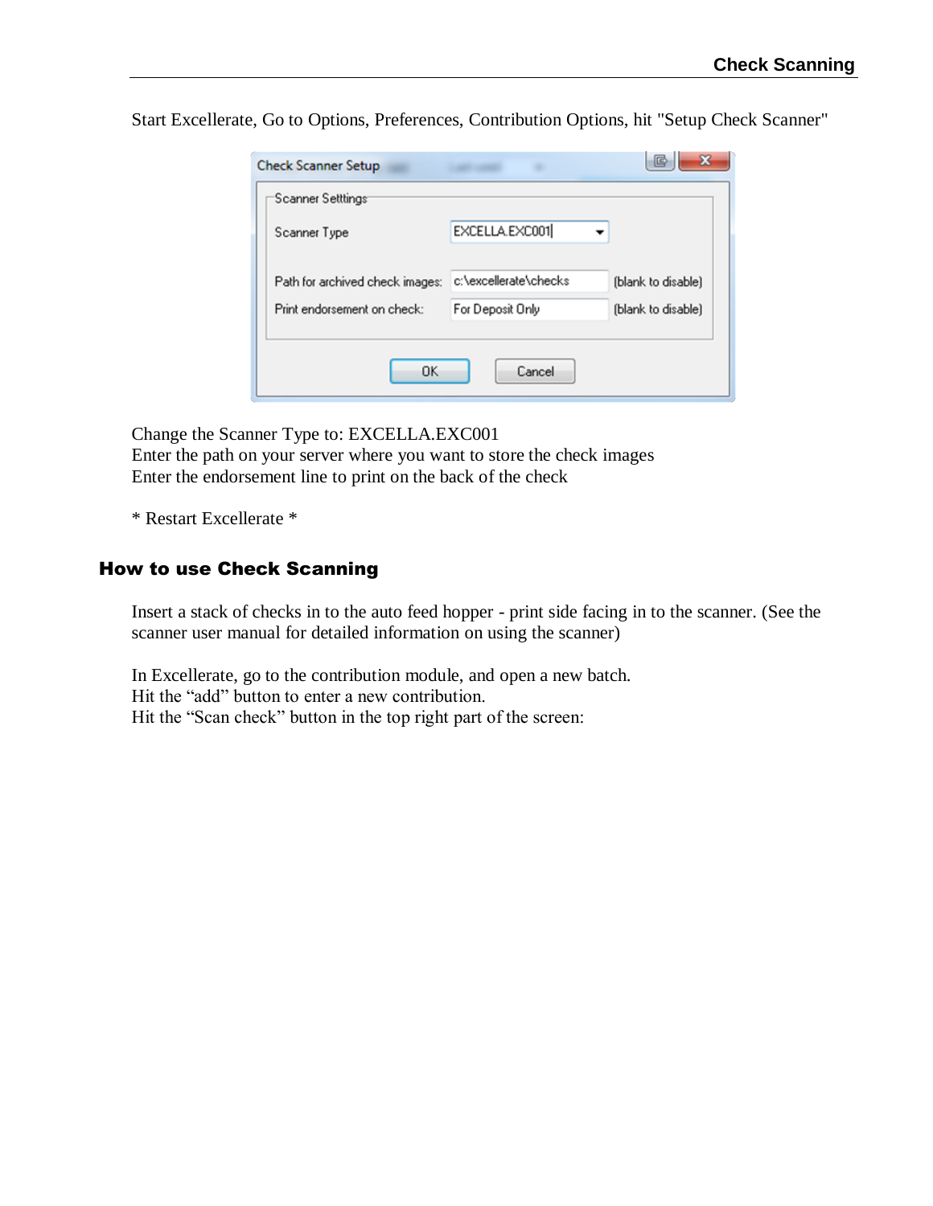Start Excellerate, Go to Options, Preferences, Contribution Options, hit "Setup Check Scanner"

Change the Scanner Type to: EXCELLA.EXC001
Enter the path on your server where you want to store the check images
Enter the endorsement line to print on the back of the check

* Restart Excellerate *

## How to use Check Scanning

Insert a stack of checks in to the auto feed hopper - print side facing in to the scanner. (See the scanner user manual for detailed information on using the scanner)

In Excellerate, go to the contribution module, and open a new batch.
Hit the “add” button to enter a new contribution.
Hit the “Scan check” button in the top right part of the screen: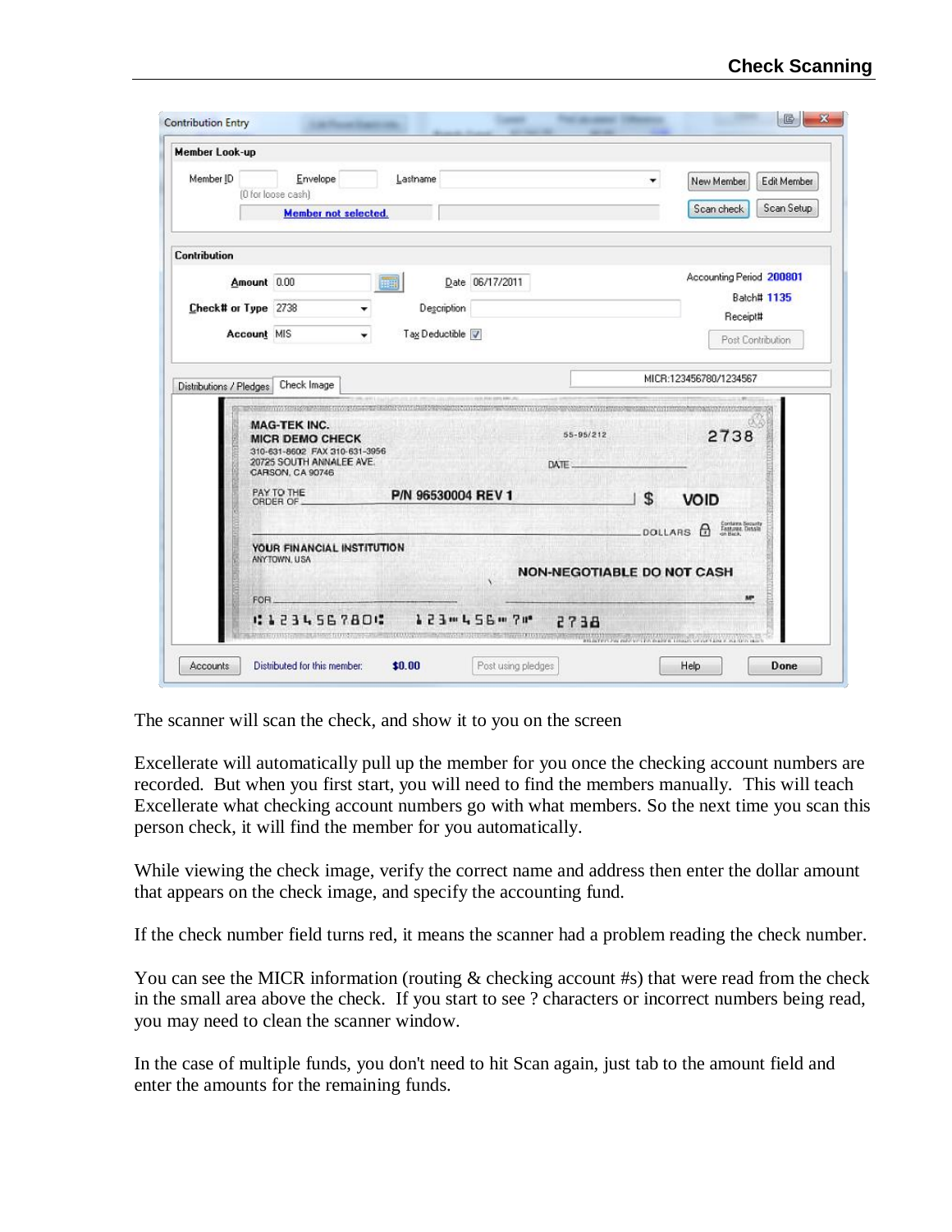The scanner will scan the check, and show it to you on the screen

Excellerate will automatically pull up the member for you once the checking account numbers are recorded. But when you first start, you will need to find the members manually. This will teach Excellerate what checking account numbers go with what members. So the next time you scan this person check, it will find the member for you automatically.

While viewing the check image, verify the correct name and address then enter the dollar amount that appears on the check image, and specify the accounting fund.

If the check number field turns red, it means the scanner had a problem reading the check number.

You can see the MICR information (routing & checking account #s) that were read from the check in the small area above the check. If you start to see ? characters or incorrect numbers being read, you may need to clean the scanner window.

In the case of multiple funds, you don't need to hit Scan again, just tab to the amount field and enter the amounts for the remaining funds.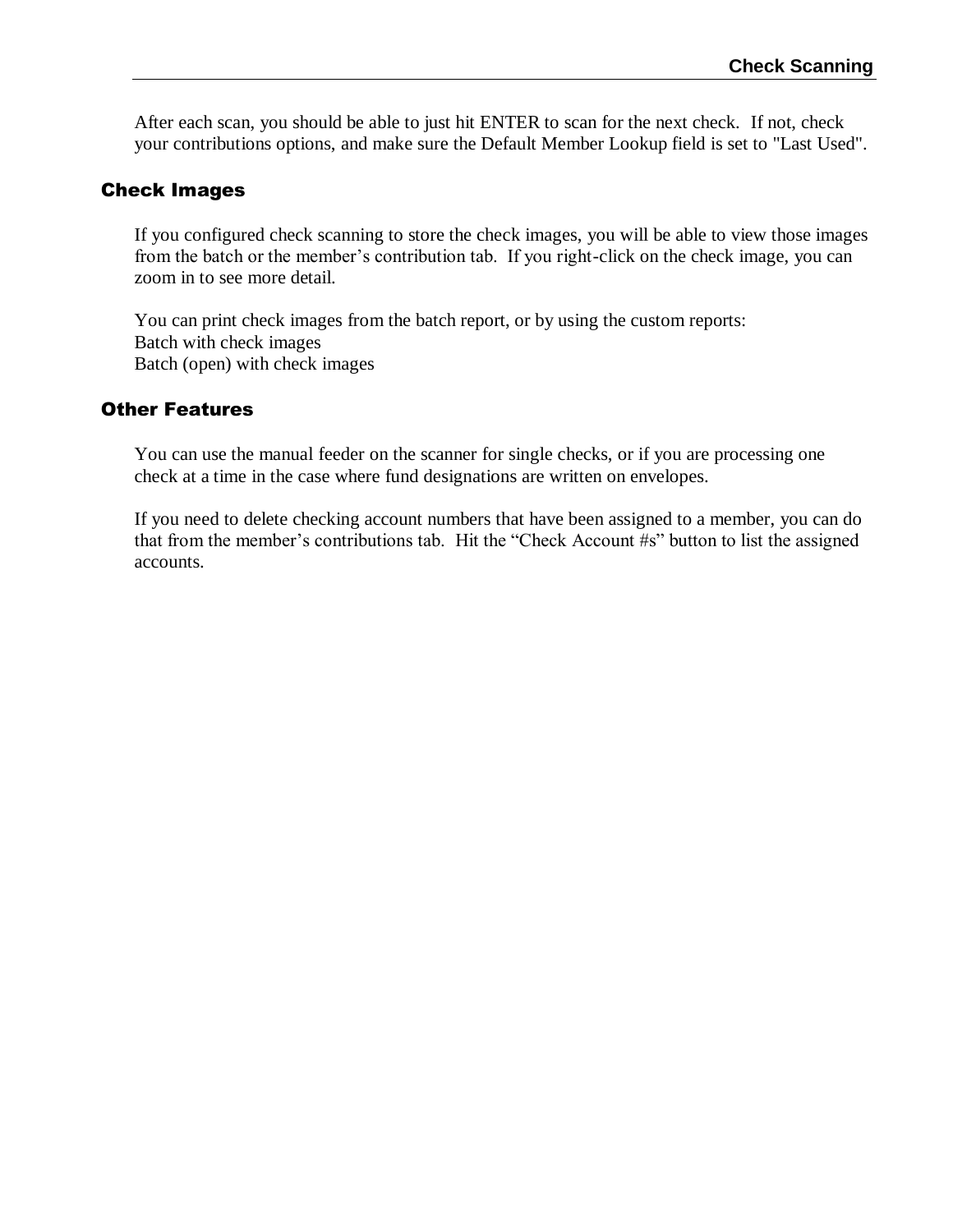After each scan, you should be able to just hit ENTER to scan for the next check. If not, check your contributions options, and make sure the Default Member Lookup field is set to "Last Used".

## Check Images

If you configured check scanning to store the check images, you will be able to view those images from the batch or the member's contribution tab. If you right-click on the check image, you can zoom in to see more detail.

You can print check images from the batch report, or by using the custom reports:
Batch with check images
Batch (open) with check images

## Other Features

You can use the manual feeder on the scanner for single checks, or if you are processing one check at a time in the case where fund designations are written on envelopes.

If you need to delete checking account numbers that have been assigned to a member, you can do that from the member's contributions tab. Hit the "Check Account #s" button to list the assigned accounts.